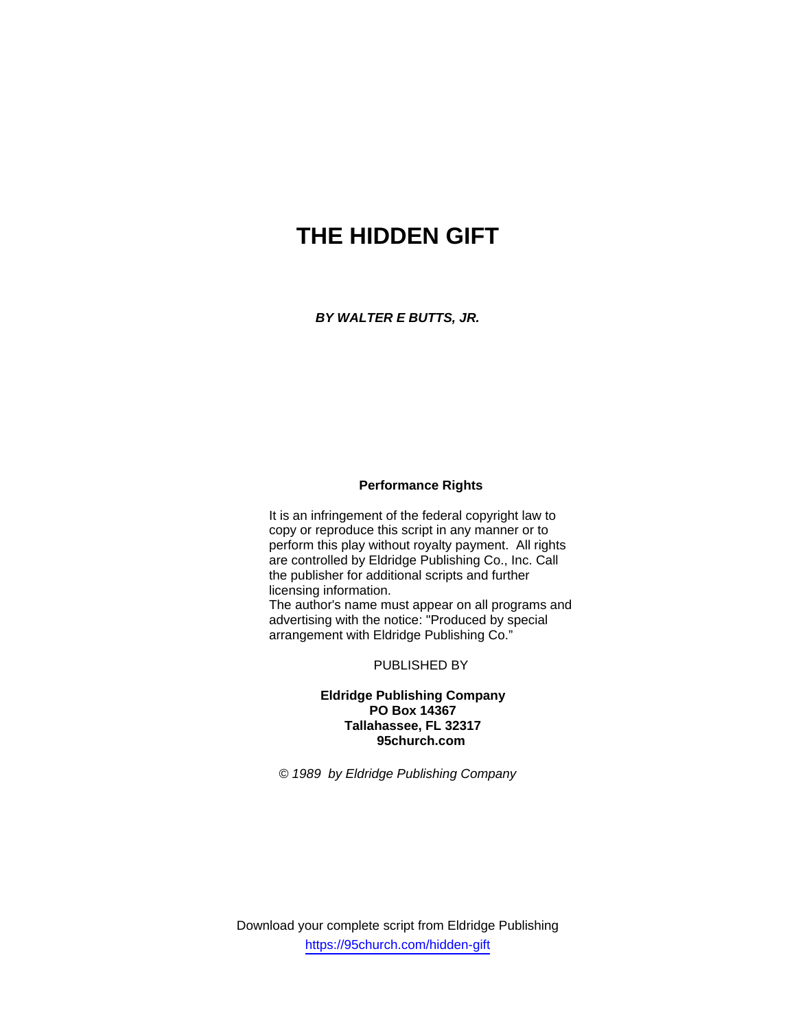# THE HIDDEN GIFT

***BY WALTER E BUTTS, JR.***

**Performance Rights**

It is an infringement of the federal copyright law to copy or reproduce this script in any manner or to perform this play without royalty payment. All rights are controlled by Eldridge Publishing Co., Inc. Call the publisher for additional scripts and further licensing information.
The author's name must appear on all programs and advertising with the notice: "Produced by special arrangement with Eldridge Publishing Co."

PUBLISHED BY

**Eldridge Publishing Company**
**PO Box 14367**
**Tallahassee, FL 32317**
**95church.com**

*© 1989 by Eldridge Publishing Company*

Download your complete script from Eldridge Publishing
https://95church.com/hidden-gift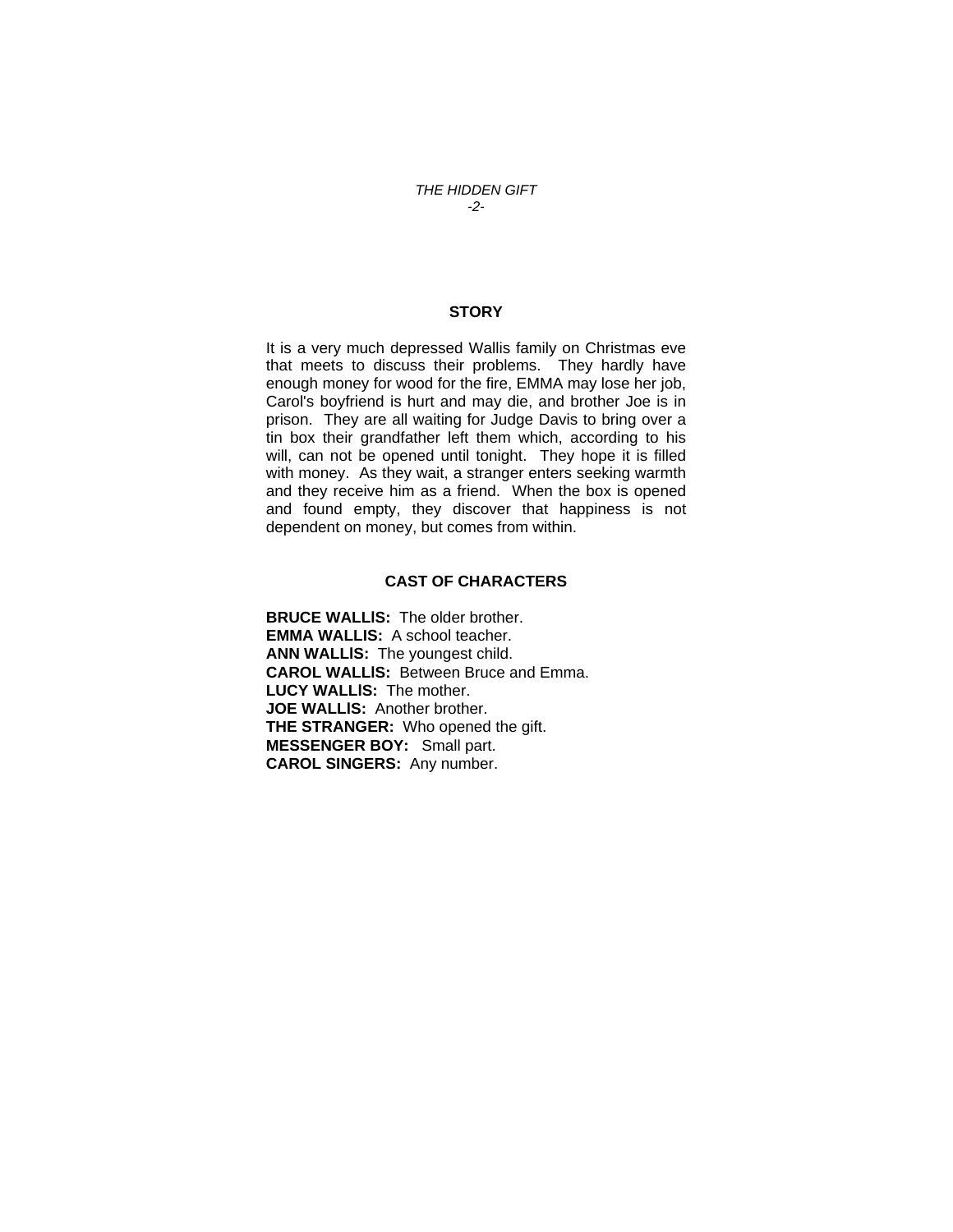## STORY

It is a very much depressed Wallis family on Christmas eve that meets to discuss their problems. They hardly have enough money for wood for the fire, EMMA may lose her job, Carol's boyfriend is hurt and may die, and brother Joe is in prison. They are all waiting for Judge Davis to bring over a tin box their grandfather left them which, according to his will, can not be opened until tonight. They hope it is filled with money. As they wait, a stranger enters seeking warmth and they receive him as a friend. When the box is opened and found empty, they discover that happiness is not dependent on money, but comes from within.

## CAST OF CHARACTERS

**BRUCE WALLIS:** The older brother.
**EMMA WALLIS:** A school teacher.
**ANN WALLIS:** The youngest child.
**CAROL WALLIS:** Between Bruce and Emma.
**LUCY WALLIS:** The mother.
**JOE WALLIS:** Another brother.
**THE STRANGER:** Who opened the gift.
**MESSENGER BOY:** Small part.
**CAROL SINGERS:** Any number.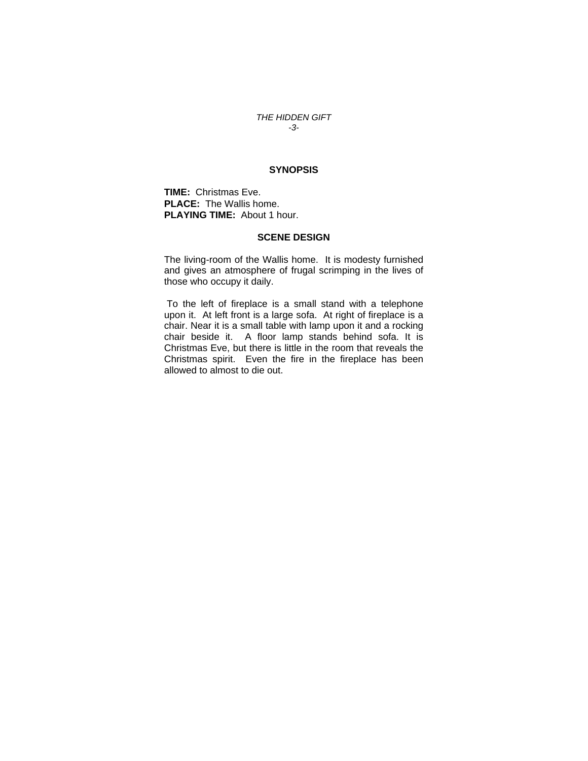## SYNOPSIS

**TIME:** Christmas Eve.
**PLACE:** The Wallis home.
**PLAYING TIME:** About 1 hour.

## SCENE DESIGN

The living-room of the Wallis home. It is modesty furnished and gives an atmosphere of frugal scrimping in the lives of those who occupy it daily.

To the left of fireplace is a small stand with a telephone upon it. At left front is a large sofa. At right of fireplace is a chair. Near it is a small table with lamp upon it and a rocking chair beside it. A floor lamp stands behind sofa. It is Christmas Eve, but there is little in the room that reveals the Christmas spirit. Even the fire in the fireplace has been allowed to almost to die out.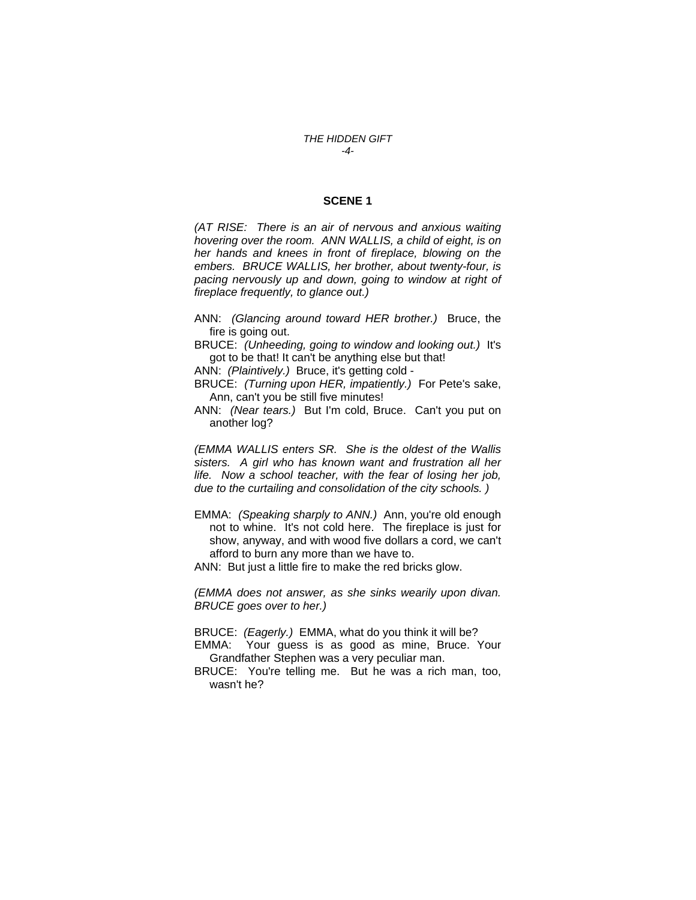## SCENE 1

*(AT RISE: There is an air of nervous and anxious waiting hovering over the room. ANN WALLIS, a child of eight, is on her hands and knees in front of fireplace, blowing on the embers. BRUCE WALLIS, her brother, about twenty-four, is pacing nervously up and down, going to window at right of fireplace frequently, to glance out.)*

ANN: *(Glancing around toward HER brother.)* Bruce, the fire is going out.

BRUCE: *(Unheeding, going to window and looking out.)* It's got to be that! It can't be anything else but that!

ANN: *(Plaintively.)* Bruce, it's getting cold -

BRUCE: *(Turning upon HER, impatiently.)* For Pete's sake, Ann, can't you be still five minutes!

ANN: *(Near tears.)* But I'm cold, Bruce. Can't you put on another log?

*(EMMA WALLIS enters SR. She is the oldest of the Wallis sisters. A girl who has known want and frustration all her life. Now a school teacher, with the fear of losing her job, due to the curtailing and consolidation of the city schools.)*

EMMA: *(Speaking sharply to ANN.)* Ann, you're old enough not to whine. It's not cold here. The fireplace is just for show, anyway, and with wood five dollars a cord, we can't afford to burn any more than we have to.

ANN: But just a little fire to make the red bricks glow.

*(EMMA does not answer, as she sinks wearily upon divan. BRUCE goes over to her.)*

BRUCE: *(Eagerly.)* EMMA, what do you think it will be?

EMMA: Your guess is as good as mine, Bruce. Your Grandfather Stephen was a very peculiar man.

BRUCE: You're telling me. But he was a rich man, too, wasn't he?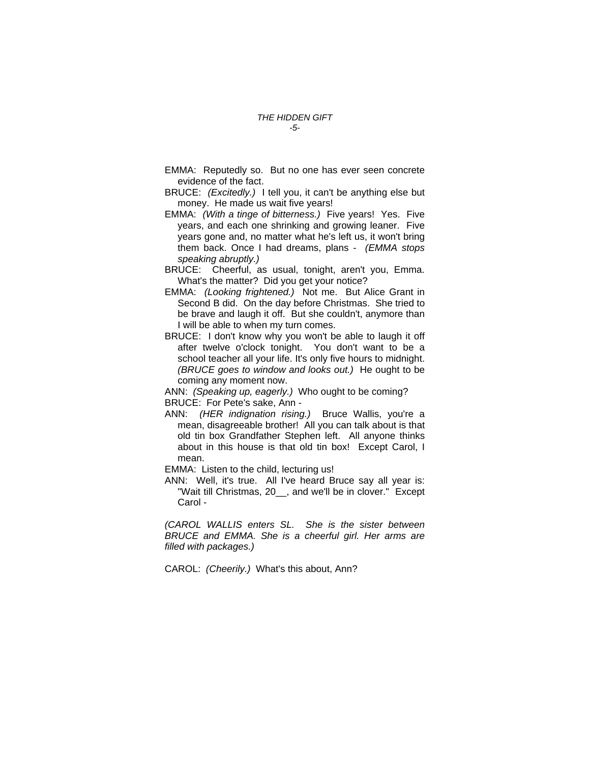EMMA: Reputedly so. But no one has ever seen concrete evidence of the fact.

BRUCE: *(Excitedly.)* I tell you, it can't be anything else but money. He made us wait five years!

EMMA: *(With a tinge of bitterness.)* Five years! Yes. Five years, and each one shrinking and growing leaner. Five years gone and, no matter what he's left us, it won't bring them back. Once I had dreams, plans - *(EMMA stops speaking abruptly.)*

BRUCE: Cheerful, as usual, tonight, aren't you, Emma. What's the matter? Did you get your notice?

EMMA: *(Looking frightened.)* Not me. But Alice Grant in Second B did. On the day before Christmas. She tried to be brave and laugh it off. But she couldn't, anymore than I will be able to when my turn comes.

BRUCE: I don't know why you won't be able to laugh it off after twelve o'clock tonight. You don't want to be a school teacher all your life. It's only five hours to midnight. *(BRUCE goes to window and looks out.)* He ought to be coming any moment now.

ANN: *(Speaking up, eagerly.)* Who ought to be coming?

BRUCE: For Pete's sake, Ann -

ANN: *(HER indignation rising.)* Bruce Wallis, you're a mean, disagreeable brother! All you can talk about is that old tin box Grandfather Stephen left. All anyone thinks about in this house is that old tin box! Except Carol, I mean.

EMMA: Listen to the child, lecturing us!

ANN: Well, it's true. All I've heard Bruce say all year is: "Wait till Christmas, 20__, and we'll be in clover." Except Carol -

*(CAROL WALLIS enters SL. She is the sister between BRUCE and EMMA. She is a cheerful girl. Her arms are filled with packages.)*

CAROL: *(Cheerily.)* What's this about, Ann?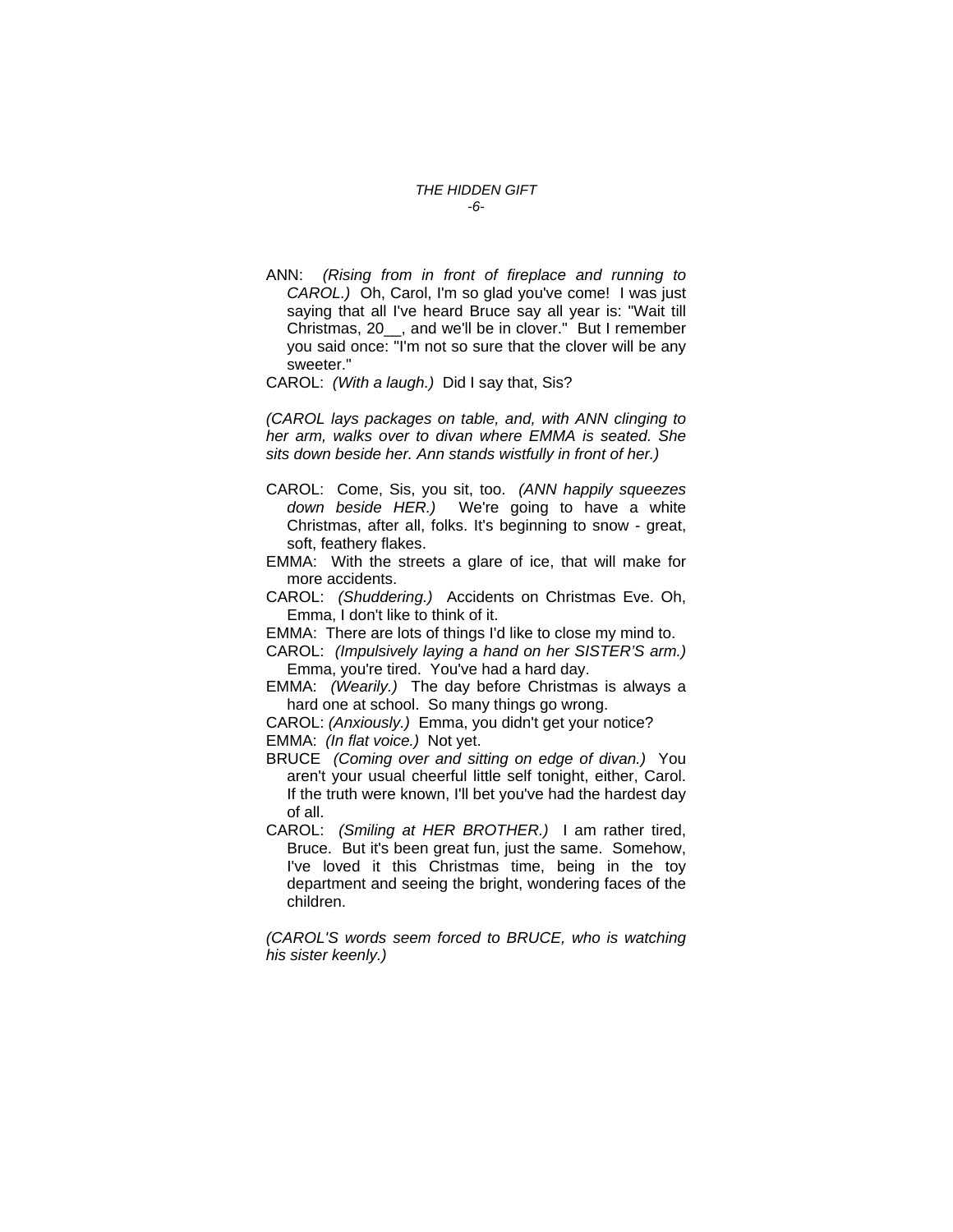ANN: *(Rising from in front of fireplace and running to CAROL.)* Oh, Carol, I'm so glad you've come! I was just saying that all I've heard Bruce say all year is: "Wait till Christmas, 20__, and we'll be in clover." But I remember you said once: "I'm not so sure that the clover will be any sweeter."

CAROL: *(With a laugh.)* Did I say that, Sis?

*(CAROL lays packages on table, and, with ANN clinging to her arm, walks over to divan where EMMA is seated. She sits down beside her. Ann stands wistfully in front of her.)*

CAROL: Come, Sis, you sit, too. *(ANN happily squeezes down beside HER.)* We're going to have a white Christmas, after all, folks. It's beginning to snow - great, soft, feathery flakes.

EMMA: With the streets a glare of ice, that will make for more accidents.

CAROL: *(Shuddering.)* Accidents on Christmas Eve. Oh, Emma, I don't like to think of it.

EMMA: There are lots of things I'd like to close my mind to.

CAROL: *(Impulsively laying a hand on her SISTER'S arm.)* Emma, you're tired. You've had a hard day.

EMMA: *(Wearily.)* The day before Christmas is always a hard one at school. So many things go wrong.

CAROL: *(Anxiously.)* Emma, you didn't get your notice?

EMMA: *(In flat voice.)* Not yet.

BRUCE *(Coming over and sitting on edge of divan.)* You aren't your usual cheerful little self tonight, either, Carol. If the truth were known, I'll bet you've had the hardest day of all.

CAROL: *(Smiling at HER BROTHER.)* I am rather tired, Bruce. But it's been great fun, just the same. Somehow, I've loved it this Christmas time, being in the toy department and seeing the bright, wondering faces of the children.

*(CAROL'S words seem forced to BRUCE, who is watching his sister keenly.)*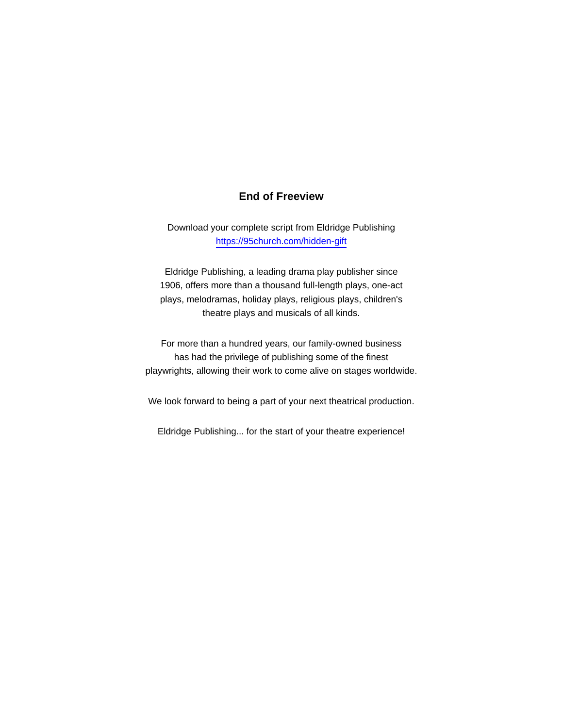## End of Freeview

Download your complete script from Eldridge Publishing
[https://95church.com/hidden-gift](https://95church.com/hidden-gift)

Eldridge Publishing, a leading drama play publisher since 1906, offers more than a thousand full-length plays, one-act plays, melodramas, holiday plays, religious plays, children's theatre plays and musicals of all kinds.

For more than a hundred years, our family-owned business has had the privilege of publishing some of the finest playwrights, allowing their work to come alive on stages worldwide.

We look forward to being a part of your next theatrical production.

Eldridge Publishing... for the start of your theatre experience!